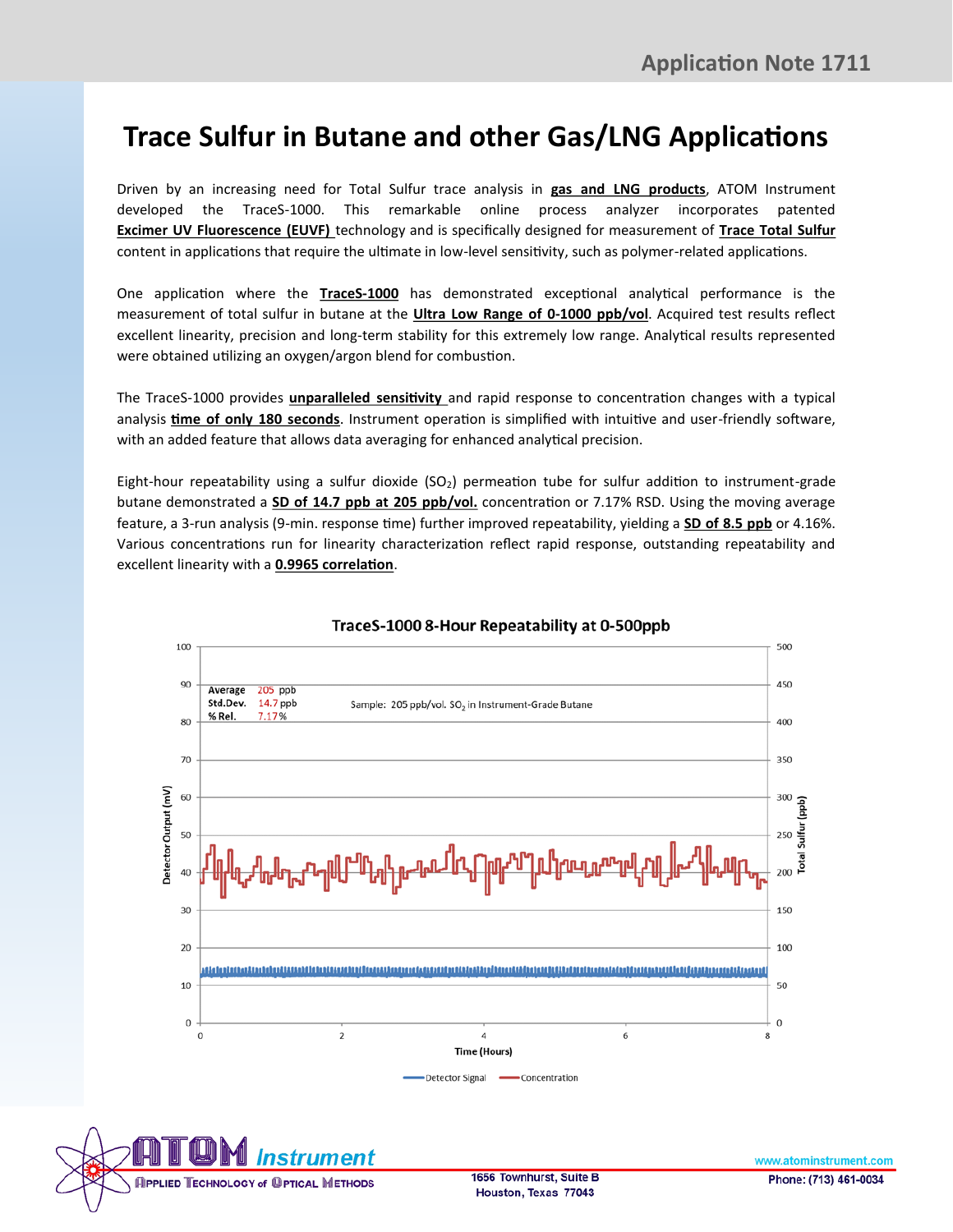# Trace Sulfur in Butane and other Gas/LNG Applications

Driven by an increasing need for Total Sulfur trace analysis in **gas and LNG products**, ATOM Instrument developed the TraceS-1000. This remarkable online process analyzer incorporates patented **Excimer UV Fluorescence (EUVF)** technology and is specifically designed for measurement of **Trace Total Sulfur** content in applications that require the ultimate in low-level sensitivity, such as polymer-related applications.

One application where the **TraceS-1000** has demonstrated exceptional analytical performance is the measurement of total sulfur in butane at the **Ultra Low Range of 0-1000 ppb/vol**. Acquired test results reflect excellent linearity, precision and long-term stability for this extremely low range. Analytical results represented were obtained utilizing an oxygen/argon blend for combustion.

The TraceS-1000 provides **unparalleled sensitivity** and rapid response to concentration changes with a typical analysis **time of only 180 seconds**. Instrument operation is simplified with intuitive and user-friendly software, with an added feature that allows data averaging for enhanced analytical precision.

Eight-hour repeatability using a sulfur dioxide ($SO_2$) permeation tube for sulfur addition to instrument-grade butane demonstrated a **SD of 14.7 ppb at 205 ppb/vol.** concentration or 7.17% RSD. Using the moving average feature, a 3-run analysis (9-min. response time) further improved repeatability, yielding a **SD of 8.5 ppb** or 4.16%. Various concentrations run for linearity characterization reflect rapid response, outstanding repeatability and excellent linearity with a **0.9965 correlation**.

**TraceS-1000 8-Hour Repeatability at 0-500ppb**

| | |
|---|---|
| Average | 205 ppb |
| Std.Dev. | 14.7 ppb |
| % Rel. | 7.17% |

Sample: 205 ppb/vol. $SO_2$ in Instrument-Grade Butane

Detector Output (mV) / Total Sulfur (ppb) vs. Time (Hours) — Detector Signal, Concentration

ATOM Instrument — Applied Technology of Optical Methods
1656 Townhurst, Suite B, Houston, Texas 77043
www.atominstrument.com
Phone: (713) 461-0034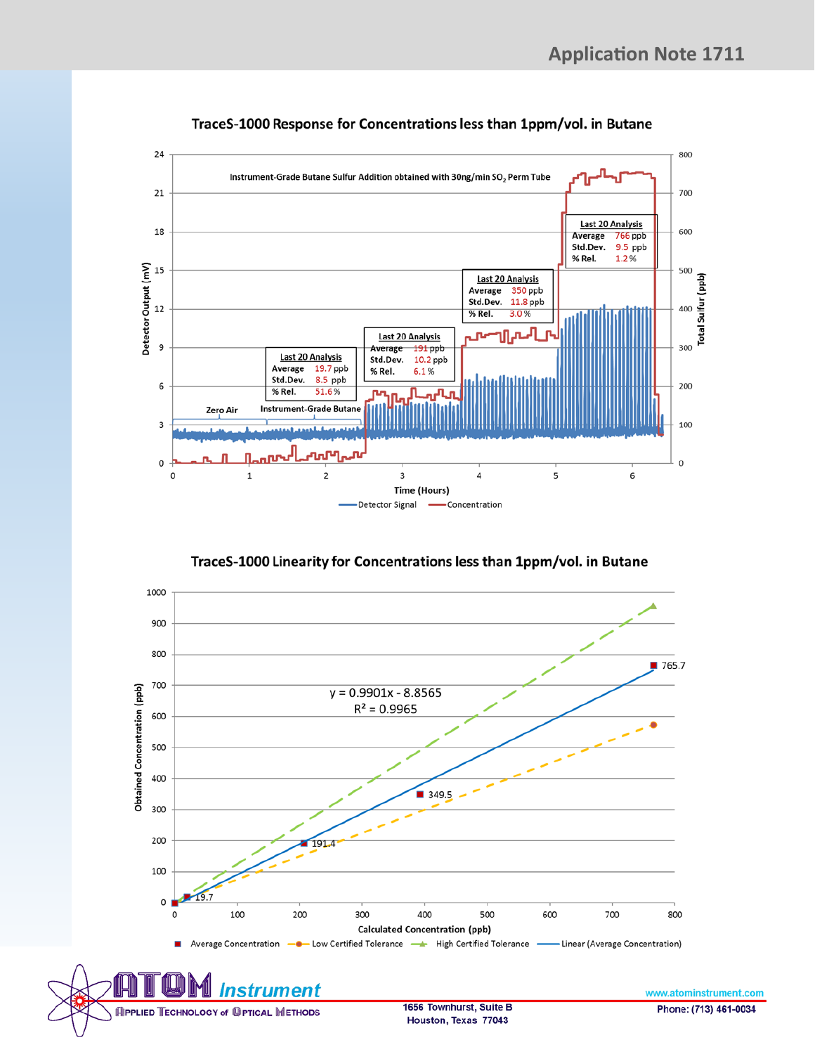## TraceS-1000 Response for Concentrations less than 1ppm/vol. in Butane

Instrument-Grade Butane Sulfur Addition obtained with 30ng/min $SO_2$ Perm Tube

Detector Output (mV)

24
21
18
15
12
9
6
3
0

Total Sulfur (ppb)

800
700
600
500
400
300
200
100
0

Zero Air

Instrument-Grade Butane

Last 20 Analysis
Average 19.7 ppb
Std.Dev. 8.5 ppb
% Rel. 51.6 %

Last 20 Analysis
Average 191 ppb
Std.Dev. 10.2 ppb
% Rel. 6.1 %

Last 20 Analysis
Average 350 ppb
Std.Dev. 11.8 ppb
% Rel. 3.0 %

Last 20 Analysis
Average 766 ppb
Std.Dev. 9.5 ppb
% Rel. 1.2 %

0 1 2 3 4 5 6

Time (Hours)

Detector Signal
Concentration

## TraceS-1000 Linearity for Concentrations less than 1ppm/vol. in Butane

Obtained Concentration (ppb)

1000
900
800
700
600
500
400
300
200
100
0

$y = 0.9901x - 8.8565$
$R^2 = 0.9965$

765.7
349.5
191.4
19.7

0 100 200 300 400 500 600 700 800

Calculated Concentration (ppb)

Average Concentration
Low Certified Tolerance
High Certified Tolerance
Linear (Average Concentration)

ATOM Instrument
Applied Technology of Optical Methods

1656 Townhurst, Suite B
Houston, Texas 77043

www.atominstrument.com
Phone: (713) 461-0034